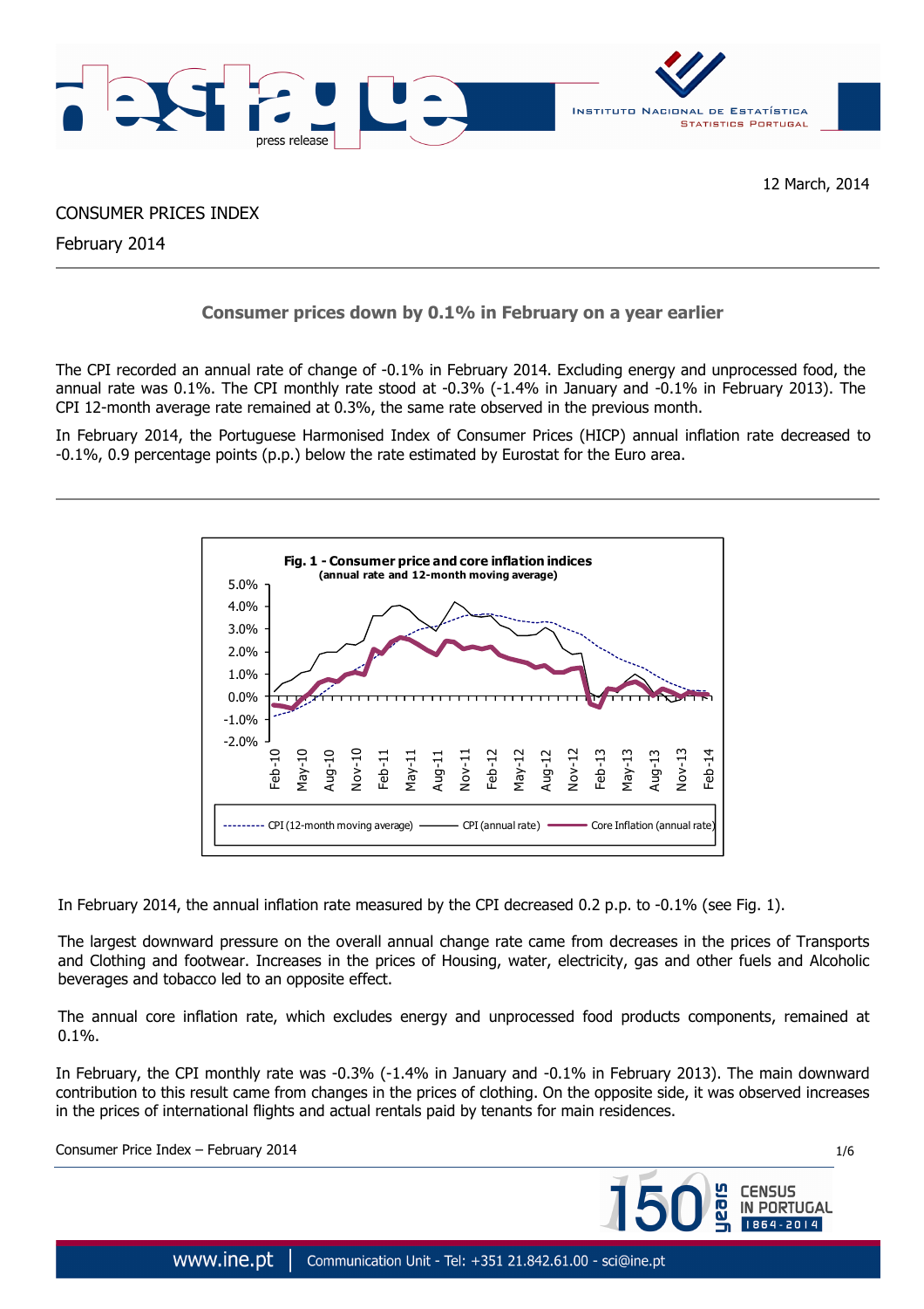12 March, 2014

CONSUMER PRICES INDEX

February 2014

## Consumer prices down by 0.1% in February on a year earlier

The CPI recorded an annual rate of change of -0.1% in February 2014. Excluding energy and unprocessed food, the annual rate was 0.1%. The CPI monthly rate stood at -0.3% (-1.4% in January and -0.1% in February 2013). The CPI 12-month average rate remained at 0.3%, the same rate observed in the previous month.

In February 2014, the Portuguese Harmonised Index of Consumer Prices (HICP) annual inflation rate decreased to -0.1%, 0.9 percentage points (p.p.) below the rate estimated by Eurostat for the Euro area.

**Fig. 1 - Consumer price and core inflation indices**
**(annual rate and 12-month moving average)**

In February 2014, the annual inflation rate measured by the CPI decreased 0.2 p.p. to -0.1% (see Fig. 1).

The largest downward pressure on the overall annual change rate came from decreases in the prices of Transports and Clothing and footwear. Increases in the prices of Housing, water, electricity, gas and other fuels and Alcoholic beverages and tobacco led to an opposite effect.

The annual core inflation rate, which excludes energy and unprocessed food products components, remained at 0.1%.

In February, the CPI monthly rate was -0.3% (-1.4% in January and -0.1% in February 2013). The main downward contribution to this result came from changes in the prices of clothing. On the opposite side, it was observed increases in the prices of international flights and actual rentals paid by tenants for main residences.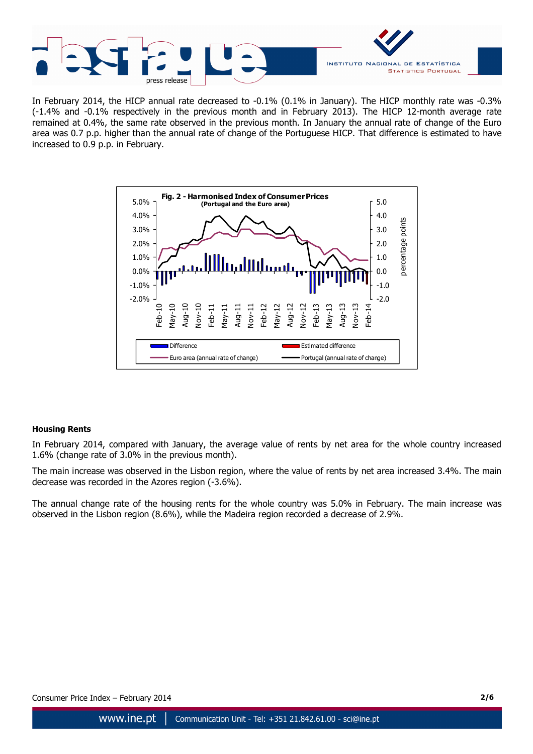In February 2014, the HICP annual rate decreased to -0.1% (0.1% in January). The HICP monthly rate was -0.3% (-1.4% and -0.1% respectively in the previous month and in February 2013). The HICP 12-month average rate remained at 0.4%, the same rate observed in the previous month. In January the annual rate of change of the Euro area was 0.7 p.p. higher than the annual rate of change of the Portuguese HICP. That difference is estimated to have increased to 0.9 p.p. in February.

**Fig. 2 - Harmonised Index of Consumer Prices**
**(Portugal and the Euro area)**

#### Housing Rents

In February 2014, compared with January, the average value of rents by net area for the whole country increased 1.6% (change rate of 3.0% in the previous month).

The main increase was observed in the Lisbon region, where the value of rents by net area increased 3.4%. The main decrease was recorded in the Azores region (-3.6%).

The annual change rate of the housing rents for the whole country was 5.0% in February. The main increase was observed in the Lisbon region (8.6%), while the Madeira region recorded a decrease of 2.9%.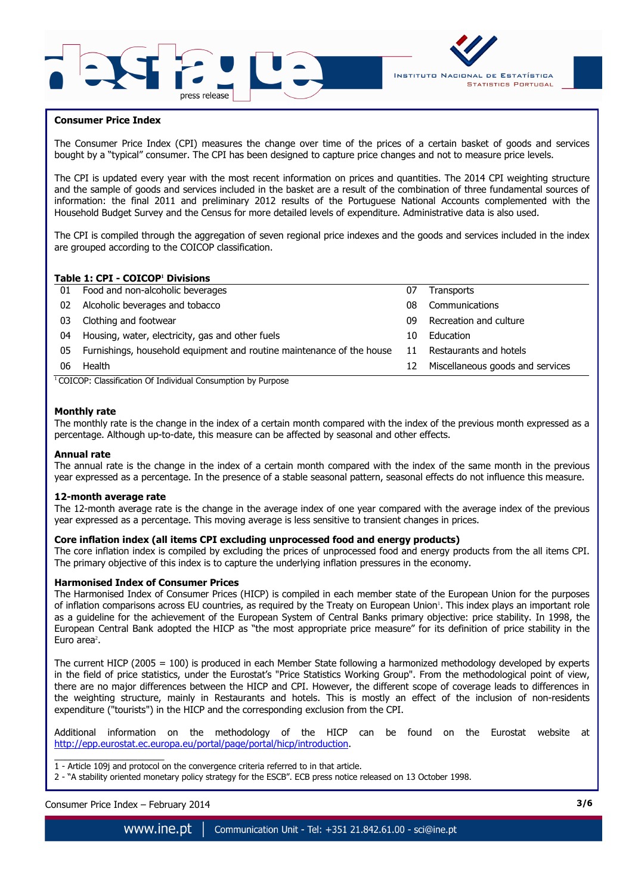## Consumer Price Index

The Consumer Price Index (CPI) measures the change over time of the prices of a certain basket of goods and services bought by a "typical" consumer. The CPI has been designed to capture price changes and not to measure price levels.

The CPI is updated every year with the most recent information on prices and quantities. The 2014 CPI weighting structure and the sample of goods and services included in the basket are a result of the combination of three fundamental sources of information: the final 2011 and preliminary 2012 results of the Portuguese National Accounts complemented with the Household Budget Survey and the Census for more detailed levels of expenditure. Administrative data is also used.

The CPI is compiled through the aggregation of seven regional price indexes and the goods and services included in the index are grouped according to the COICOP classification.

**Table 1: CPI - COICOP[1] Divisions**

| | | | |
|---|---|---|---|
| 01 | Food and non-alcoholic beverages | 07 | Transports |
| 02 | Alcoholic beverages and tobacco | 08 | Communications |
| 03 | Clothing and footwear | 09 | Recreation and culture |
| 04 | Housing, water, electricity, gas and other fuels | 10 | Education |
| 05 | Furnishings, household equipment and routine maintenance of the house | 11 | Restaurants and hotels |
| 06 | Health | 12 | Miscellaneous goods and services |

[1] COICOP: Classification Of Individual Consumption by Purpose

### Monthly rate

The monthly rate is the change in the index of a certain month compared with the index of the previous month expressed as a percentage. Although up-to-date, this measure can be affected by seasonal and other effects.

### Annual rate

The annual rate is the change in the index of a certain month compared with the index of the same month in the previous year expressed as a percentage. In the presence of a stable seasonal pattern, seasonal effects do not influence this measure.

### 12-month average rate

The 12-month average rate is the change in the average index of one year compared with the average index of the previous year expressed as a percentage. This moving average is less sensitive to transient changes in prices.

### Core inflation index (all items CPI excluding unprocessed food and energy products)

The core inflation index is compiled by excluding the prices of unprocessed food and energy products from the all items CPI. The primary objective of this index is to capture the underlying inflation pressures in the economy.

### Harmonised Index of Consumer Prices

The Harmonised Index of Consumer Prices (HICP) is compiled in each member state of the European Union for the purposes of inflation comparisons across EU countries, as required by the Treaty on European Union[1]. This index plays an important role as a guideline for the achievement of the European System of Central Banks primary objective: price stability. In 1998, the European Central Bank adopted the HICP as "the most appropriate price measure" for its definition of price stability in the Euro area[2].

The current HICP (2005 = 100) is produced in each Member State following a harmonized methodology developed by experts in the field of price statistics, under the Eurostat's "Price Statistics Working Group". From the methodological point of view, there are no major differences between the HICP and CPI. However, the different scope of coverage leads to differences in the weighting structure, mainly in Restaurants and hotels. This is mostly an effect of the inclusion of non-residents expenditure ("tourists") in the HICP and the corresponding exclusion from the CPI.

Additional information on the methodology of the HICP can be found on the Eurostat website at http://epp.eurostat.ec.europa.eu/portal/page/portal/hicp/introduction.

---

1 - Article 109j and protocol on the convergence criteria referred to in that article.

2 - "A stability oriented monetary policy strategy for the ESCB". ECB press notice released on 13 October 1998.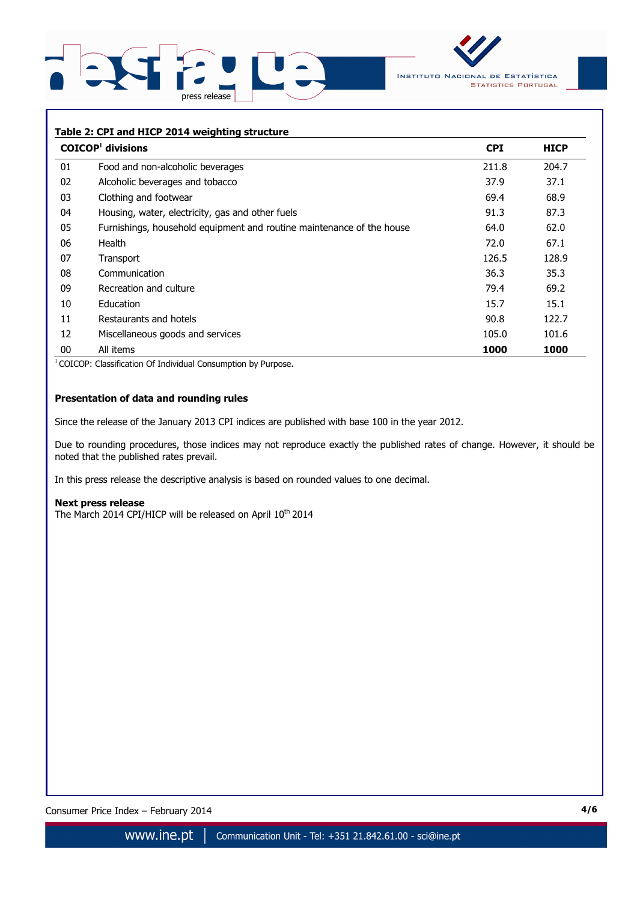**Table 2: CPI and HICP 2014 weighting structure**

| COICOP[1] divisions | | CPI | HICP |
|---|---|---|---|
| 01 | Food and non-alcoholic beverages | 211.8 | 204.7 |
| 02 | Alcoholic beverages and tobacco | 37.9 | 37.1 |
| 03 | Clothing and footwear | 69.4 | 68.9 |
| 04 | Housing, water, electricity, gas and other fuels | 91.3 | 87.3 |
| 05 | Furnishings, household equipment and routine maintenance of the house | 64.0 | 62.0 |
| 06 | Health | 72.0 | 67.1 |
| 07 | Transport | 126.5 | 128.9 |
| 08 | Communication | 36.3 | 35.3 |
| 09 | Recreation and culture | 79.4 | 69.2 |
| 10 | Education | 15.7 | 15.1 |
| 11 | Restaurants and hotels | 90.8 | 122.7 |
| 12 | Miscellaneous goods and services | 105.0 | 101.6 |
| 00 | All items | **1000** | **1000** |

[1] COICOP: Classification Of Individual Consumption by Purpose.

**Presentation of data and rounding rules**

Since the release of the January 2013 CPI indices are published with base 100 in the year 2012.

Due to rounding procedures, those indices may not reproduce exactly the published rates of change. However, it should be noted that the published rates prevail.

In this press release the descriptive analysis is based on rounded values to one decimal.

**Next press release**

The March 2014 CPI/HICP will be released on April 10th 2014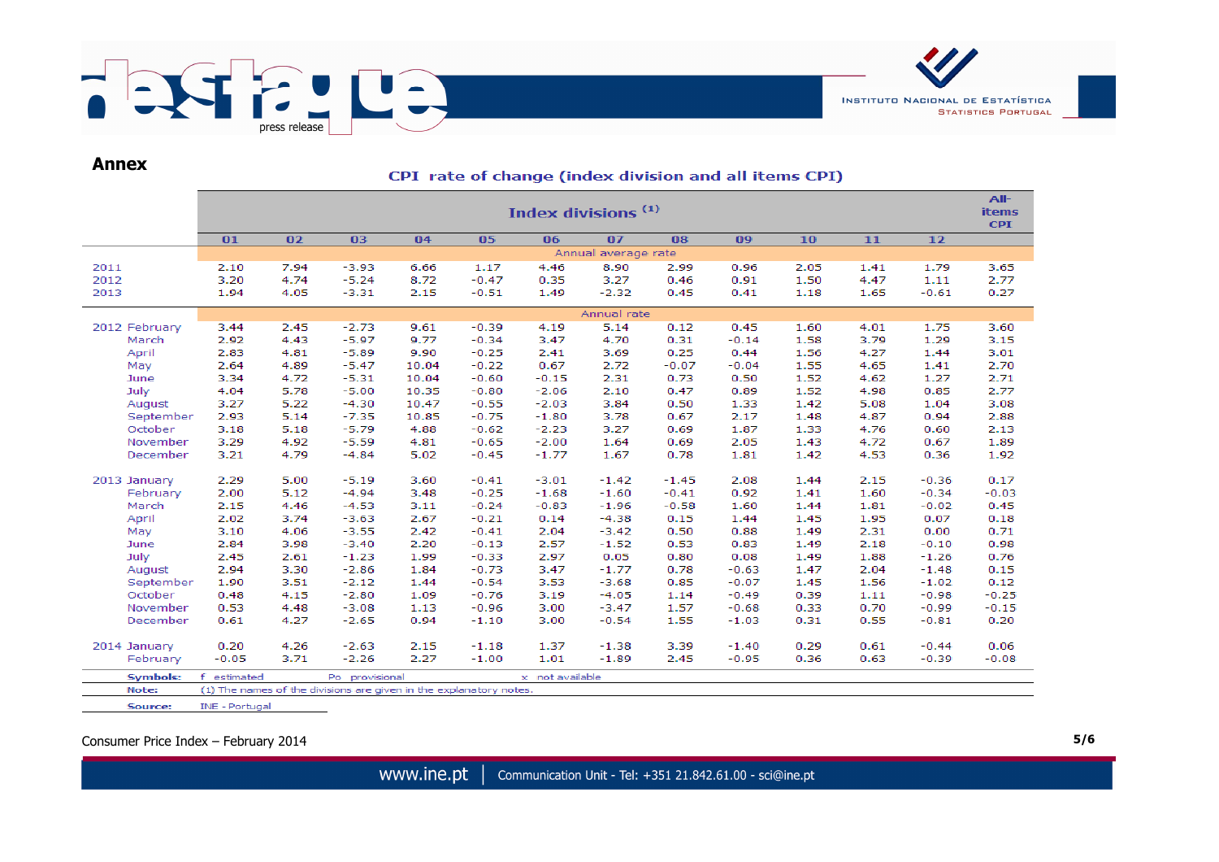## Annex

**CPI rate of change (index division and all items CPI)**

| | Index divisions (1) | | | | | | | | | | | | All-items CPI |
|---|---|---|---|---|---|---|---|---|---|---|---|---|---|
| | 01 | 02 | 03 | 04 | 05 | 06 | 07 | 08 | 09 | 10 | 11 | 12 | |
| | Annual average rate | | | | | | | | | | | | |
| 2011 | 2.10 | 7.94 | -3.93 | 6.66 | 1.17 | 4.46 | 8.90 | 2.99 | 0.96 | 2.05 | 1.41 | 1.79 | 3.65 |
| 2012 | 3.20 | 4.74 | -5.24 | 8.72 | -0.47 | 0.35 | 3.27 | 0.46 | 0.91 | 1.50 | 4.47 | 1.11 | 2.77 |
| 2013 | 1.94 | 4.05 | -3.31 | 2.15 | -0.51 | 1.49 | -2.32 | 0.45 | 0.41 | 1.18 | 1.65 | -0.61 | 0.27 |
| | Annual rate | | | | | | | | | | | | |
| 2012 February | 3.44 | 2.45 | -2.73 | 9.61 | -0.39 | 4.19 | 5.14 | 0.12 | 0.45 | 1.60 | 4.01 | 1.75 | 3.60 |
| March | 2.92 | 4.43 | -5.97 | 9.77 | -0.34 | 3.47 | 4.70 | 0.31 | -0.14 | 1.58 | 3.79 | 1.29 | 3.15 |
| April | 2.83 | 4.81 | -5.89 | 9.90 | -0.25 | 2.41 | 3.69 | 0.25 | 0.44 | 1.56 | 4.27 | 1.44 | 3.01 |
| May | 2.64 | 4.89 | -5.47 | 10.04 | -0.22 | 0.67 | 2.72 | -0.07 | -0.04 | 1.55 | 4.65 | 1.41 | 2.70 |
| June | 3.34 | 4.72 | -5.31 | 10.04 | -0.60 | -0.15 | 2.31 | 0.73 | 0.50 | 1.52 | 4.62 | 1.27 | 2.71 |
| July | 4.04 | 5.78 | -5.00 | 10.35 | -0.80 | -2.06 | 2.10 | 0.47 | 0.89 | 1.52 | 4.98 | 0.85 | 2.77 |
| August | 3.27 | 5.22 | -4.30 | 10.47 | -0.55 | -2.03 | 3.84 | 0.50 | 1.33 | 1.42 | 5.08 | 1.04 | 3.08 |
| September | 2.93 | 5.14 | -7.35 | 10.85 | -0.75 | -1.80 | 3.78 | 0.67 | 2.17 | 1.48 | 4.87 | 0.94 | 2.88 |
| October | 3.18 | 5.18 | -5.79 | 4.88 | -0.62 | -2.23 | 3.27 | 0.69 | 1.87 | 1.33 | 4.76 | 0.60 | 2.13 |
| November | 3.29 | 4.92 | -5.59 | 4.81 | -0.65 | -2.00 | 1.64 | 0.69 | 2.05 | 1.43 | 4.72 | 0.67 | 1.89 |
| December | 3.21 | 4.79 | -4.84 | 5.02 | -0.45 | -1.77 | 1.67 | 0.78 | 1.81 | 1.42 | 4.53 | 0.36 | 1.92 |
| 2013 January | 2.29 | 5.00 | -5.19 | 3.60 | -0.41 | -3.01 | -1.42 | -1.45 | 2.08 | 1.44 | 2.15 | -0.36 | 0.17 |
| February | 2.00 | 5.12 | -4.94 | 3.48 | -0.25 | -1.68 | -1.60 | -0.41 | 0.92 | 1.41 | 1.60 | -0.34 | -0.03 |
| March | 2.15 | 4.46 | -4.53 | 3.11 | -0.24 | -0.83 | -1.96 | -0.58 | 1.60 | 1.44 | 1.81 | -0.02 | 0.45 |
| April | 2.02 | 3.74 | -3.63 | 2.67 | -0.21 | 0.14 | -4.38 | 0.15 | 1.44 | 1.45 | 1.95 | 0.07 | 0.18 |
| May | 3.10 | 4.06 | -3.55 | 2.42 | -0.41 | 2.04 | -3.42 | 0.50 | 0.88 | 1.49 | 2.31 | 0.00 | 0.71 |
| June | 2.84 | 3.98 | -3.40 | 2.20 | -0.13 | 2.57 | -1.52 | 0.53 | 0.83 | 1.49 | 2.18 | -0.10 | 0.98 |
| July | 2.45 | 2.61 | -1.23 | 1.99 | -0.33 | 2.97 | 0.05 | 0.80 | 0.08 | 1.49 | 1.88 | -1.26 | 0.76 |
| August | 2.94 | 3.30 | -2.86 | 1.84 | -0.73 | 3.47 | -1.77 | 0.78 | -0.63 | 1.47 | 2.04 | -1.48 | 0.15 |
| September | 1.90 | 3.51 | -2.12 | 1.44 | -0.54 | 3.53 | -3.68 | 0.85 | -0.07 | 1.45 | 1.56 | -1.02 | 0.12 |
| October | 0.48 | 4.15 | -2.80 | 1.09 | -0.76 | 3.19 | -4.05 | 1.14 | -0.49 | 0.39 | 1.11 | -0.98 | -0.25 |
| November | 0.53 | 4.48 | -3.08 | 1.13 | -0.96 | 3.00 | -3.47 | 1.57 | -0.68 | 0.33 | 0.70 | -0.99 | -0.15 |
| December | 0.61 | 4.27 | -2.65 | 0.94 | -1.10 | 3.00 | -0.54 | 1.55 | -1.03 | 0.31 | 0.55 | -0.81 | 0.20 |
| 2014 January | 0.20 | 4.26 | -2.63 | 2.15 | -1.18 | 1.37 | -1.38 | 3.39 | -1.40 | 0.29 | 0.61 | -0.44 | 0.06 |
| February | -0.05 | 3.71 | -2.26 | 2.27 | -1.00 | 1.01 | -1.89 | 2.45 | -0.95 | 0.36 | 0.63 | -0.39 | -0.08 |

**Symbols:** f estimated Po provisional x not available

**Note:** (1) The names of the divisions are given in the explanatory notes.

**Source:** INE - Portugal

Consumer Price Index – February 2014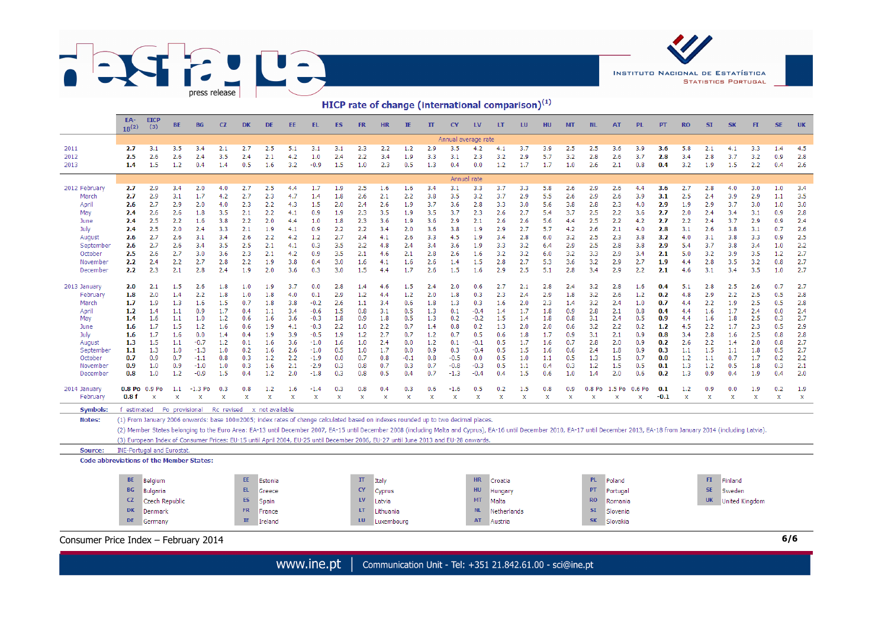## HICP rate of change (international comparison)[1]

| | EA-18[2] | EICP (3) | BE | BG | CZ | DK | DE | EE | EL | ES | FR | HR | IE | IT | CY | LV | LT | LU | HU | MT | NL | AT | PL | PT | RO | SI | SK | FI | SE | UK |
|---|---|---|---|---|---|---|---|---|---|---|---|---|---|---|---|---|---|---|---|---|---|---|---|---|---|---|---|---|---|---|
| | Annual average rate | | | | | | | | | | | | | | | | | | | | | | | | | | | | | |
| 2011 | **2.7** | 3.1 | 3.5 | 3.4 | 2.1 | 2.7 | 2.5 | 5.1 | 3.1 | 3.1 | 2.3 | 2.2 | 1.2 | 2.9 | 3.5 | 4.2 | 4.1 | 3.7 | 3.9 | 2.5 | 2.5 | 3.6 | 3.9 | **3.6** | 5.8 | 2.1 | 4.1 | 3.3 | 1.4 | 4.5 |
| 2012 | **2.5** | 2.6 | 2.6 | 2.4 | 3.5 | 2.4 | 2.1 | 4.2 | 1.0 | 2.4 | 2.2 | 3.4 | 1.9 | 3.3 | 3.1 | 2.3 | 3.2 | 2.9 | 5.7 | 3.2 | 2.8 | 2.6 | 3.7 | **2.8** | 3.4 | 2.8 | 3.7 | 3.2 | 0.9 | 2.8 |
| 2013 | **1.4** | 1.5 | 1.2 | 0.4 | 1.4 | 0.5 | 1.6 | 3.2 | -0.9 | 1.5 | 1.0 | 2.3 | 0.5 | 1.3 | 0.4 | 0.0 | 1.2 | 1.7 | 1.7 | 1.0 | 2.6 | 2.1 | 0.8 | **0.4** | 3.2 | 1.9 | 1.5 | 2.2 | 0.4 | 2.6 |
| | Annual rate | | | | | | | | | | | | | | | | | | | | | | | | | | | | | |
| 2012 February | **2.7** | 2.9 | 3.4 | 2.0 | 4.0 | 2.7 | 2.5 | 4.4 | 1.7 | 1.9 | 2.5 | 1.6 | 1.6 | 3.4 | 3.1 | 3.3 | 3.7 | 3.3 | 5.8 | 2.6 | 2.9 | 2.6 | 4.4 | **3.6** | 2.7 | 2.8 | 4.0 | 3.0 | 1.0 | 3.4 |
| March | **2.7** | 2.9 | 3.1 | 1.7 | 4.2 | 2.7 | 2.3 | 4.7 | 1.4 | 1.8 | 2.6 | 2.1 | 2.2 | 3.8 | 3.5 | 3.2 | 3.7 | 2.9 | 5.5 | 2.6 | 2.9 | 2.6 | 3.9 | **3.1** | 2.5 | 2.4 | 3.9 | 2.9 | 1.1 | 3.5 |
| April | **2.6** | 2.7 | 2.9 | 2.0 | 4.0 | 2.3 | 2.2 | 4.3 | 1.5 | 2.0 | 2.4 | 2.6 | 1.9 | 3.7 | 3.6 | 2.8 | 3.3 | 3.0 | 5.6 | 3.8 | 2.8 | 2.3 | 4.0 | **2.9** | 1.9 | 2.9 | 3.7 | 3.0 | 1.0 | 3.0 |
| May | **2.4** | 2.6 | 2.6 | 1.8 | 3.5 | 2.1 | 2.2 | 4.1 | 0.9 | 1.9 | 2.3 | 3.5 | 1.9 | 3.5 | 3.7 | 2.3 | 2.6 | 2.7 | 5.4 | 3.7 | 2.5 | 2.2 | 3.6 | **2.7** | 2.0 | 2.4 | 3.4 | 3.1 | 0.9 | 2.8 |
| June | **2.4** | 2.5 | 2.2 | 1.6 | 3.8 | 2.2 | 2.0 | 4.4 | 1.0 | 1.8 | 2.3 | 3.6 | 1.9 | 3.6 | 2.9 | 2.1 | 2.6 | 2.6 | 5.6 | 4.4 | 2.5 | 2.2 | 4.2 | **2.7** | 2.2 | 2.4 | 3.7 | 2.9 | 0.9 | 2.4 |
| July | **2.4** | 2.5 | 2.0 | 2.4 | 3.3 | 2.1 | 1.9 | 4.1 | 0.9 | 2.2 | 2.2 | 3.4 | 2.0 | 3.6 | 3.8 | 1.9 | 2.9 | 2.7 | 5.7 | 4.2 | 2.6 | 2.1 | 4.0 | **2.8** | 3.1 | 2.6 | 3.8 | 3.1 | 0.7 | 2.6 |
| August | **2.6** | 2.7 | 2.6 | 3.1 | 3.4 | 2.6 | 2.2 | 4.2 | 1.2 | 2.7 | 2.4 | 4.1 | 2.6 | 3.3 | 4.5 | 1.9 | 3.4 | 2.8 | 6.0 | 3.2 | 2.5 | 2.3 | 3.8 | **3.2** | 4.0 | 3.1 | 3.8 | 3.3 | 0.9 | 2.5 |
| September | **2.6** | 2.7 | 2.6 | 3.4 | 3.5 | 2.5 | 2.1 | 4.1 | 0.3 | 3.5 | 2.2 | 4.8 | 2.4 | 3.4 | 3.6 | 1.9 | 3.3 | 3.2 | 6.4 | 2.9 | 2.5 | 2.8 | 3.8 | **2.9** | 5.4 | 3.7 | 3.8 | 3.4 | 1.0 | 2.2 |
| October | **2.5** | 2.6 | 2.7 | 3.0 | 3.6 | 2.3 | 2.1 | 4.2 | 0.9 | 3.5 | 2.1 | 4.6 | 2.1 | 2.8 | 2.6 | 1.6 | 3.2 | 3.2 | 6.0 | 3.2 | 3.3 | 2.9 | 3.4 | **2.1** | 5.0 | 3.2 | 3.9 | 3.5 | 1.2 | 2.7 |
| November | **2.2** | 2.4 | 2.2 | 2.7 | 2.8 | 2.2 | 1.9 | 3.8 | 0.4 | 3.0 | 1.6 | 4.1 | 1.6 | 2.6 | 1.4 | 1.5 | 2.8 | 2.7 | 5.3 | 3.6 | 3.2 | 2.9 | 2.7 | **1.9** | 4.4 | 2.8 | 3.5 | 3.2 | 0.8 | 2.7 |
| December | **2.2** | 2.3 | 2.1 | 2.8 | 2.4 | 1.9 | 2.0 | 3.6 | 0.3 | 3.0 | 1.5 | 4.4 | 1.7 | 2.6 | 1.5 | 1.6 | 2.9 | 2.5 | 5.1 | 2.8 | 3.4 | 2.9 | 2.2 | **2.1** | 4.6 | 3.1 | 3.4 | 3.5 | 1.0 | 2.7 |
| 2013 January | **2.0** | 2.1 | 1.5 | 2.6 | 1.8 | 1.0 | 1.9 | 3.7 | 0.0 | 2.8 | 1.4 | 4.6 | 1.5 | 2.4 | 2.0 | 0.6 | 2.7 | 2.1 | 2.8 | 2.4 | 3.2 | 2.8 | 1.6 | **0.4** | 5.1 | 2.8 | 2.5 | 2.6 | 0.7 | 2.7 |
| February | **1.8** | 2.0 | 1.4 | 2.2 | 1.8 | 1.0 | 1.8 | 4.0 | 0.1 | 2.9 | 1.2 | 4.4 | 1.2 | 2.0 | 1.8 | 0.3 | 2.3 | 2.4 | 2.9 | 1.8 | 3.2 | 2.6 | 1.2 | **0.2** | 4.8 | 2.9 | 2.2 | 2.5 | 0.5 | 2.8 |
| March | **1.7** | 1.9 | 1.3 | 1.6 | 1.5 | 0.7 | 1.8 | 3.8 | -0.2 | 2.6 | 1.1 | 3.4 | 0.6 | 1.8 | 1.3 | 0.3 | 1.6 | 2.0 | 2.3 | 1.4 | 3.2 | 2.4 | 1.0 | **0.7** | 4.4 | 2.2 | 1.9 | 2.5 | 0.5 | 2.8 |
| April | **1.2** | 1.4 | 1.1 | 0.9 | 1.7 | 0.4 | 1.1 | 3.4 | -0.6 | 1.5 | 0.8 | 3.1 | 0.5 | 1.3 | 0.1 | -0.4 | 1.4 | 1.7 | 1.8 | 0.9 | 2.8 | 2.1 | 0.8 | **0.4** | 4.4 | 1.6 | 1.7 | 2.4 | 0.0 | 2.4 |
| May | **1.4** | 1.6 | 1.1 | 1.0 | 1.2 | 0.6 | 1.6 | 3.6 | -0.3 | 1.8 | 0.9 | 1.8 | 0.5 | 1.3 | 0.2 | -0.2 | 1.5 | 1.4 | 1.8 | 0.8 | 3.1 | 2.4 | 0.5 | **0.9** | 4.4 | 1.6 | 1.8 | 2.5 | 0.3 | 2.7 |
| June | **1.6** | 1.7 | 1.5 | 1.2 | 1.6 | 0.6 | 1.9 | 4.1 | -0.3 | 2.2 | 1.0 | 2.2 | 0.7 | 1.4 | 0.8 | 0.2 | 1.3 | 2.0 | 2.0 | 0.6 | 3.2 | 2.2 | 0.2 | **1.2** | 4.5 | 2.2 | 1.7 | 2.3 | 0.5 | 2.9 |
| July | **1.6** | 1.7 | 1.6 | 0.0 | 1.4 | 0.4 | 1.9 | 3.9 | -0.5 | 1.9 | 1.2 | 2.7 | 0.7 | 1.2 | 0.7 | 0.5 | 0.6 | 1.8 | 1.7 | 0.9 | 3.1 | 2.1 | 0.9 | **0.8** | 3.4 | 2.8 | 1.6 | 2.5 | 0.8 | 2.8 |
| August | **1.3** | 1.5 | 1.1 | -0.7 | 1.2 | 0.1 | 1.6 | 3.6 | -1.0 | 1.6 | 1.0 | 2.4 | 0.0 | 1.2 | 0.1 | -0.1 | 0.5 | 1.7 | 1.6 | 0.7 | 2.8 | 2.0 | 0.9 | **0.2** | 2.6 | 2.2 | 1.4 | 2.0 | 0.8 | 2.7 |
| September | **1.1** | 1.3 | 1.0 | -1.3 | 1.0 | 0.2 | 1.6 | 2.6 | -1.0 | 0.5 | 1.0 | 1.7 | 0.0 | 0.9 | 0.3 | -0.4 | 0.5 | 1.5 | 1.6 | 0.6 | 2.4 | 1.8 | 0.9 | **0.3** | 1.1 | 1.5 | 1.1 | 1.8 | 0.5 | 2.7 |
| October | **0.7** | 0.9 | 0.7 | -1.1 | 0.8 | 0.3 | 1.2 | 2.2 | -1.9 | 0.0 | 0.7 | 0.8 | -0.1 | 0.8 | -0.5 | 0.0 | 0.5 | 1.0 | 1.1 | 0.5 | 1.3 | 1.5 | 0.7 | **0.0** | 1.2 | 1.1 | 0.7 | 1.7 | 0.2 | 2.2 |
| November | **0.9** | 1.0 | 0.9 | -1.0 | 1.0 | 0.3 | 1.6 | 2.1 | -2.9 | 0.3 | 0.8 | 0.7 | 0.3 | 0.7 | -0.8 | -0.3 | 0.5 | 1.5 | 0.4 | 0.3 | 1.2 | 1.5 | 0.5 | **0.1** | 1.3 | 1.2 | 0.5 | 1.8 | 0.3 | 2.1 |
| December | **0.8** | 1.0 | 1.2 | -0.9 | 1.5 | 0.4 | 1.2 | 2.0 | -1.8 | 0.3 | 0.8 | 0.5 | 0.4 | 0.7 | -1.3 | -0.4 | 0.4 | 1.5 | 0.6 | 1.0 | 1.4 | 2.0 | 0.6 | **0.2** | 1.3 | 0.9 | 0.4 | 1.9 | 0.4 | 2.0 |
| 2014 January | **0.8 Po** | 0.9 Po | 1.1 | -1.3 Po | 0.3 | 0.8 | 1.2 | 1.6 | -1.4 | 0.3 | 0.8 | 0.4 | 0.3 | 0.6 | -1.6 | 0.5 | 0.2 | 1.5 | 0.8 | 0.9 | 0.8 Po | 1.5 Po | 0.6 Po | **0.1** | 1.2 | 0.9 | 0.0 | 1.9 | 0.2 | 1.9 |
| February | **0.8 f** | x | x | x | x | x | x | x | x | x | x | x | x | x | x | x | x | x | x | x | x | x | x | **-0.1** | x | x | x | x | x | x |

**Symbols:** f estimated   Po provisional   Rc revised   x not available

**Notes:** (1) From January 2006 onwards: base 100=2005; index rates of change calculated based on indexes rounded up to two decimal places.

(2) Member States belonging to the Euro Area: EA-13 until December 2007, EA-15 until December 2008 (including Malta and Cyprus), EA-16 until December 2010, EA-17 until December 2013, EA-18 from January 2014 (including Latvia).

(3) European Index of Consumer Prices: EU-15 until April 2004, EU-25 until December 2006, EU-27 until June 2013 and EU-28 onwards.

**Source:** INE-Portugal and Eurostat.

**Code abbreviations of the Member States:**

| | | | | | | | | | | | |
|---|---|---|---|---|---|---|---|---|---|---|---|
| BE | Belgium | EE | Estonia | IT | Italy | HR | Croatia | PL | Poland | FI | Finland |
| BG | Bulgaria | EL | Greece | CY | Cyprus | HU | Hungary | PT | Portugal | SE | Sweden |
| CZ | Czech Republic | ES | Spain | LV | Latvia | MT | Malta | RO | Romania | UK | United Kingdom |
| DK | Denmark | FR | France | LT | Lithuania | NL | Netherlands | SI | Slovenia | | |
| DE | Germany | IE | Ireland | LU | Luxembourg | AT | Austria | SK | Slovakia | | |